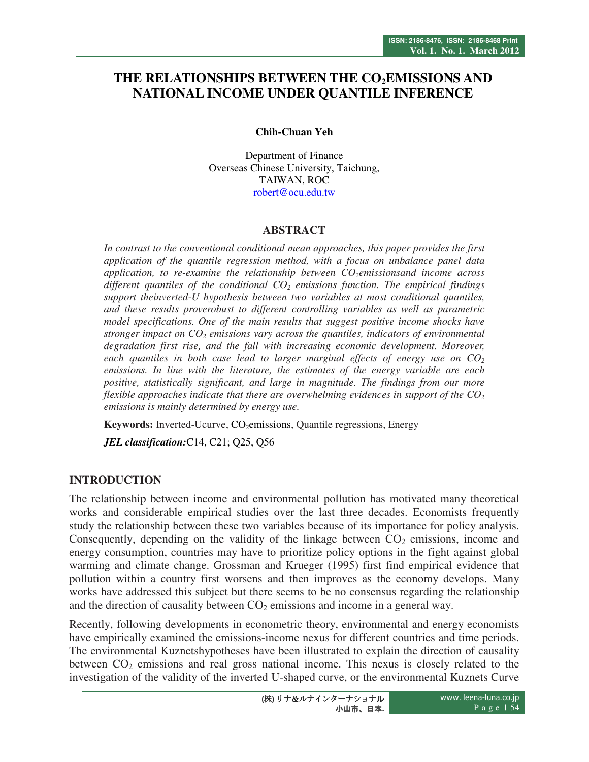# THE RELATIONSHIPS BETWEEN THE $CO_2$EMISSIONS AND NATIONAL INCOME UNDER QUANTILE INFERENCE

**Chih-Chuan Yeh**

Department of Finance
Overseas Chinese University, Taichung,
TAIWAN, ROC
robert@ocu.edu.tw

## ABSTRACT

*In contrast to the conventional conditional mean approaches, this paper provides the first application of the quantile regression method, with a focus on unbalance panel data application, to re-examine the relationship between $CO_2$emissionsand income across different quantiles of the conditional $CO_2$ emissions function. The empirical findings support theinverted-U hypothesis between two variables at most conditional quantiles, and these results proverobust to different controlling variables as well as parametric model specifications. One of the main results that suggest positive income shocks have stronger impact on $CO_2$ emissions vary across the quantiles, indicators of environmental degradation first rise, and the fall with increasing economic development. Moreover, each quantiles in both case lead to larger marginal effects of energy use on $CO_2$ emissions. In line with the literature, the estimates of the energy variable are each positive, statistically significant, and large in magnitude. The findings from our more flexible approaches indicate that there are overwhelming evidences in support of the $CO_2$ emissions is mainly determined by energy use.*

**Keywords:** Inverted-Ucurve, $CO_2$emissions, Quantile regressions, Energy

***JEL classification:***C14, C21; Q25, Q56

## INTRODUCTION

The relationship between income and environmental pollution has motivated many theoretical works and considerable empirical studies over the last three decades. Economists frequently study the relationship between these two variables because of its importance for policy analysis. Consequently, depending on the validity of the linkage between $CO_2$ emissions, income and energy consumption, countries may have to prioritize policy options in the fight against global warming and climate change. Grossman and Krueger (1995) first find empirical evidence that pollution within a country first worsens and then improves as the economy develops. Many works have addressed this subject but there seems to be no consensus regarding the relationship and the direction of causality between $CO_2$ emissions and income in a general way.

Recently, following developments in econometric theory, environmental and energy economists have empirically examined the emissions-income nexus for different countries and time periods. The environmental Kuznetshypotheses have been illustrated to explain the direction of causality between $CO_2$ emissions and real gross national income. This nexus is closely related to the investigation of the validity of the inverted U-shaped curve, or the environmental Kuznets Curve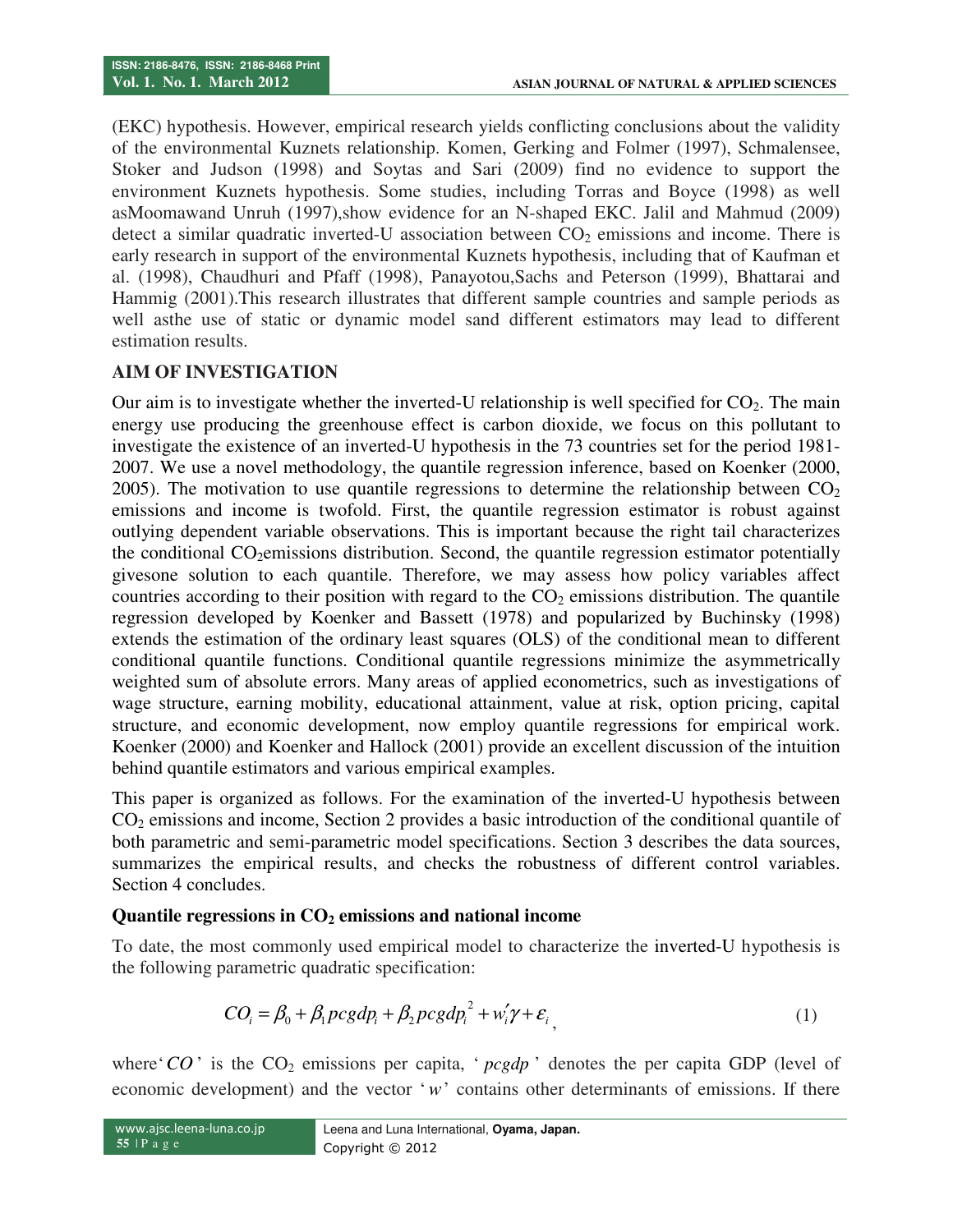(EKC) hypothesis. However, empirical research yields conflicting conclusions about the validity of the environmental Kuznets relationship. Komen, Gerking and Folmer (1997), Schmalensee, Stoker and Judson (1998) and Soytas and Sari (2009) find no evidence to support the environment Kuznets hypothesis. Some studies, including Torras and Boyce (1998) as well asMoomawand Unruh (1997),show evidence for an N-shaped EKC. Jalil and Mahmud (2009) detect a similar quadratic inverted-U association between $CO_2$ emissions and income. There is early research in support of the environmental Kuznets hypothesis, including that of Kaufman et al. (1998), Chaudhuri and Pfaff (1998), Panayotou,Sachs and Peterson (1999), Bhattarai and Hammig (2001).This research illustrates that different sample countries and sample periods as well asthe use of static or dynamic model sand different estimators may lead to different estimation results.

## AIM OF INVESTIGATION

Our aim is to investigate whether the inverted-U relationship is well specified for $CO_2$. The main energy use producing the greenhouse effect is carbon dioxide, we focus on this pollutant to investigate the existence of an inverted-U hypothesis in the 73 countries set for the period 1981-2007. We use a novel methodology, the quantile regression inference, based on Koenker (2000, 2005). The motivation to use quantile regressions to determine the relationship between $CO_2$ emissions and income is twofold. First, the quantile regression estimator is robust against outlying dependent variable observations. This is important because the right tail characterizes the conditional $CO_2$emissions distribution. Second, the quantile regression estimator potentially givesone solution to each quantile. Therefore, we may assess how policy variables affect countries according to their position with regard to the $CO_2$ emissions distribution. The quantile regression developed by Koenker and Bassett (1978) and popularized by Buchinsky (1998) extends the estimation of the ordinary least squares (OLS) of the conditional mean to different conditional quantile functions. Conditional quantile regressions minimize the asymmetrically weighted sum of absolute errors. Many areas of applied econometrics, such as investigations of wage structure, earning mobility, educational attainment, value at risk, option pricing, capital structure, and economic development, now employ quantile regressions for empirical work. Koenker (2000) and Koenker and Hallock (2001) provide an excellent discussion of the intuition behind quantile estimators and various empirical examples.

This paper is organized as follows. For the examination of the inverted-U hypothesis between $CO_2$ emissions and income, Section 2 provides a basic introduction of the conditional quantile of both parametric and semi-parametric model specifications. Section 3 describes the data sources, summarizes the empirical results, and checks the robustness of different control variables. Section 4 concludes.

### Quantile regressions in $CO_2$ emissions and national income

To date, the most commonly used empirical model to characterize the inverted-U hypothesis is the following parametric quadratic specification:

$$CO_i = \beta_0 + \beta_1 pcgdp_i + \beta_2 pcgdp_i^2 + w_i'\gamma + \varepsilon_i \quad (1)$$

where '$CO$' is the $CO_2$ emissions per capita, '$pcgdp$' denotes the per capita GDP (level of economic development) and the vector '$w$' contains other determinants of emissions. If there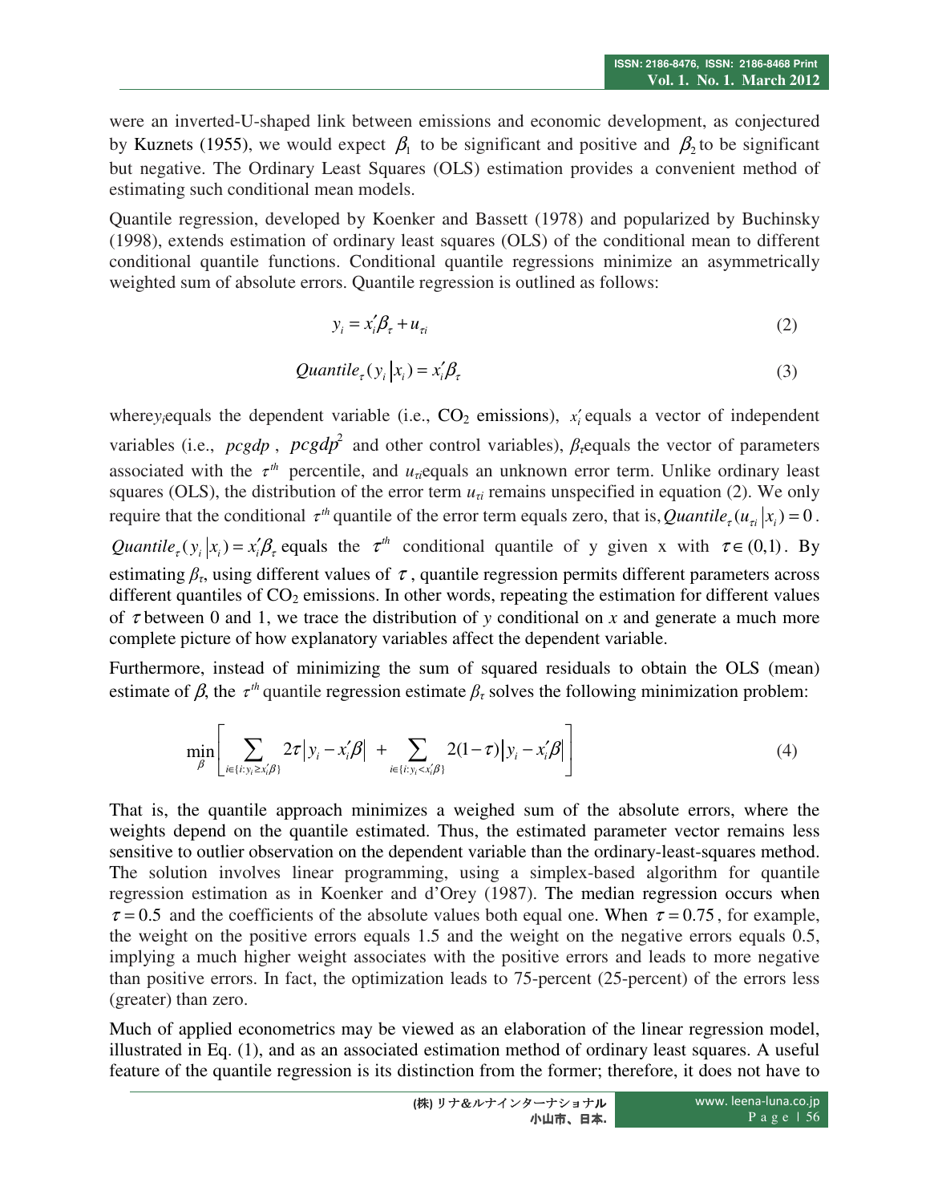were an inverted-U-shaped link between emissions and economic development, as conjectured by Kuznets (1955), we would expect $\beta_1$ to be significant and positive and $\beta_2$ to be significant but negative. The Ordinary Least Squares (OLS) estimation provides a convenient method of estimating such conditional mean models.

Quantile regression, developed by Koenker and Bassett (1978) and popularized by Buchinsky (1998), extends estimation of ordinary least squares (OLS) of the conditional mean to different conditional quantile functions. Conditional quantile regressions minimize an asymmetrically weighted sum of absolute errors. Quantile regression is outlined as follows:

$$y_i = x_i'\beta_\tau + u_{\tau i} \tag{2}$$

$$Quantile_\tau(y_i \,|x_i) = x_i'\beta_\tau \tag{3}$$

where $y_i$ equals the dependent variable (i.e., $CO_2$ emissions), $x_i'$ equals a vector of independent variables (i.e., $pcgdp$, $pcgdp^2$ and other control variables), $\beta_\tau$ equals the vector of parameters associated with the $\tau^{th}$ percentile, and $u_{\tau i}$ equals an unknown error term. Unlike ordinary least squares (OLS), the distribution of the error term $u_{\tau i}$ remains unspecified in equation (2). We only require that the conditional $\tau^{th}$ quantile of the error term equals zero, that is, $Quantile_\tau(u_{\tau i} \,|x_i) = 0$. $Quantile_\tau(y_i \,|x_i) = x_i'\beta_\tau$ equals the $\tau^{th}$ conditional quantile of y given x with $\tau \in (0,1)$. By estimating $\beta_\tau$, using different values of $\tau$, quantile regression permits different parameters across different quantiles of $CO_2$ emissions. In other words, repeating the estimation for different values of $\tau$ between 0 and 1, we trace the distribution of *y* conditional on *x* and generate a much more complete picture of how explanatory variables affect the dependent variable.

Furthermore, instead of minimizing the sum of squared residuals to obtain the OLS (mean) estimate of $\beta$, the $\tau^{th}$ quantile regression estimate $\beta_\tau$ solves the following minimization problem:

$$\min_{\beta}\left[\sum_{i\in\{i:y_i\geq x_i'\beta\}} 2\tau\left|y_i - x_i'\beta\right| + \sum_{i\in\{i:y_i< x_i'\beta\}} 2(1-\tau)\left|y_i - x_i'\beta\right|\right] \tag{4}$$

That is, the quantile approach minimizes a weighed sum of the absolute errors, where the weights depend on the quantile estimated. Thus, the estimated parameter vector remains less sensitive to outlier observation on the dependent variable than the ordinary-least-squares method. The solution involves linear programming, using a simplex-based algorithm for quantile regression estimation as in Koenker and d'Orey (1987). The median regression occurs when $\tau = 0.5$ and the coefficients of the absolute values both equal one. When $\tau = 0.75$, for example, the weight on the positive errors equals 1.5 and the weight on the negative errors equals 0.5, implying a much higher weight associates with the positive errors and leads to more negative than positive errors. In fact, the optimization leads to 75-percent (25-percent) of the errors less (greater) than zero.

Much of applied econometrics may be viewed as an elaboration of the linear regression model, illustrated in Eq. (1), and as an associated estimation method of ordinary least squares. A useful feature of the quantile regression is its distinction from the former; therefore, it does not have to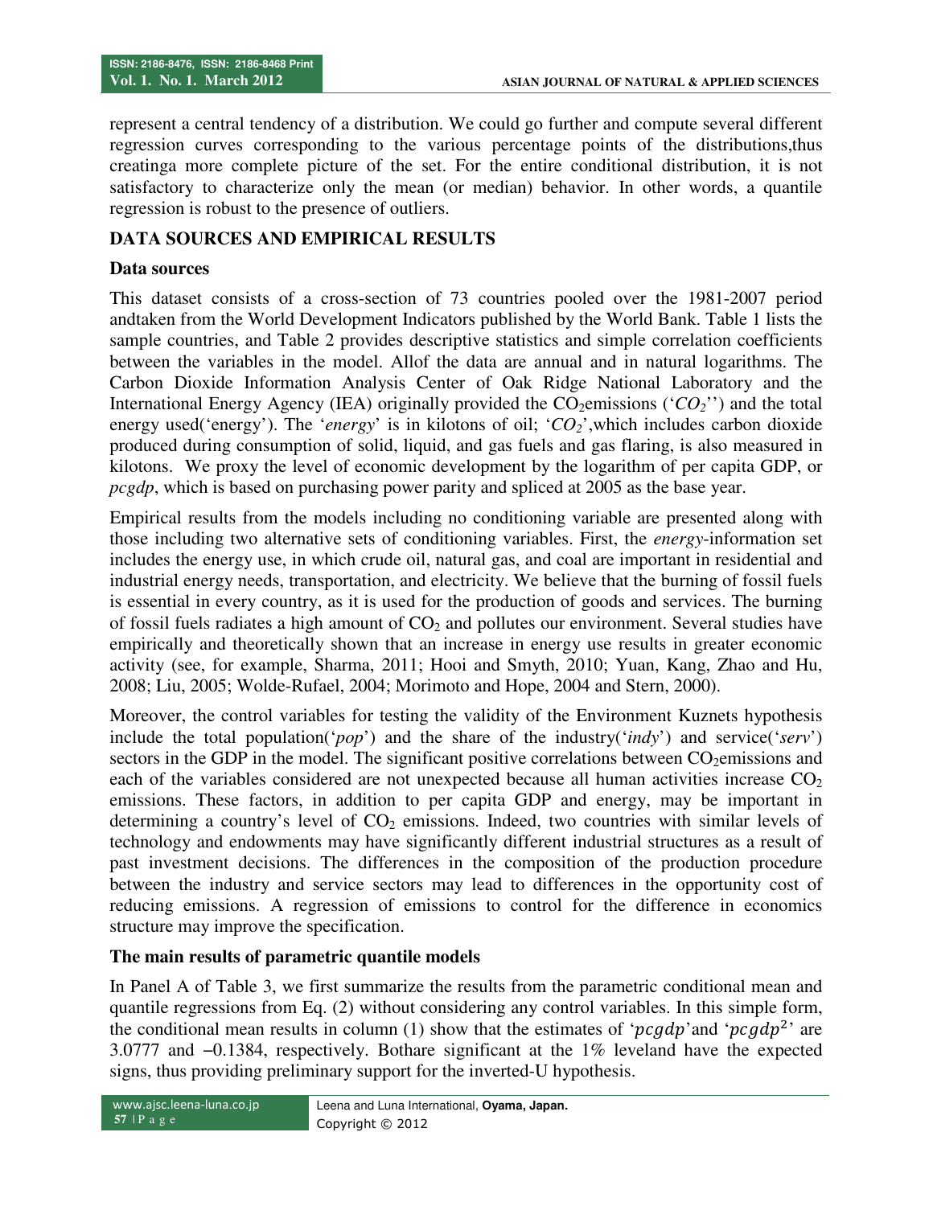represent a central tendency of a distribution. We could go further and compute several different regression curves corresponding to the various percentage points of the distributions,thus creatinga more complete picture of the set. For the entire conditional distribution, it is not satisfactory to characterize only the mean (or median) behavior. In other words, a quantile regression is robust to the presence of outliers.

## DATA SOURCES AND EMPIRICAL RESULTS

### Data sources

This dataset consists of a cross-section of 73 countries pooled over the 1981-2007 period andtaken from the World Development Indicators published by the World Bank. Table 1 lists the sample countries, and Table 2 provides descriptive statistics and simple correlation coefficients between the variables in the model. Allof the data are annual and in natural logarithms. The Carbon Dioxide Information Analysis Center of Oak Ridge National Laboratory and the International Energy Agency (IEA) originally provided the $CO_2$emissions ('$CO_2$'') and the total energy used('energy'). The '*energy*' is in kilotons of oil; '$CO_2$',which includes carbon dioxide produced during consumption of solid, liquid, and gas fuels and gas flaring, is also measured in kilotons. We proxy the level of economic development by the logarithm of per capita GDP, or *pcgdp*, which is based on purchasing power parity and spliced at 2005 as the base year.

Empirical results from the models including no conditioning variable are presented along with those including two alternative sets of conditioning variables. First, the *energy*-information set includes the energy use, in which crude oil, natural gas, and coal are important in residential and industrial energy needs, transportation, and electricity. We believe that the burning of fossil fuels is essential in every country, as it is used for the production of goods and services. The burning of fossil fuels radiates a high amount of $CO_2$ and pollutes our environment. Several studies have empirically and theoretically shown that an increase in energy use results in greater economic activity (see, for example, Sharma, 2011; Hooi and Smyth, 2010; Yuan, Kang, Zhao and Hu, 2008; Liu, 2005; Wolde-Rufael, 2004; Morimoto and Hope, 2004 and Stern, 2000).

Moreover, the control variables for testing the validity of the Environment Kuznets hypothesis include the total population('*pop*') and the share of the industry('*indy*') and service('*serv*') sectors in the GDP in the model. The significant positive correlations between $CO_2$emissions and each of the variables considered are not unexpected because all human activities increase $CO_2$ emissions. These factors, in addition to per capita GDP and energy, may be important in determining a country's level of $CO_2$ emissions. Indeed, two countries with similar levels of technology and endowments may have significantly different industrial structures as a result of past investment decisions. The differences in the composition of the production procedure between the industry and service sectors may lead to differences in the opportunity cost of reducing emissions. A regression of emissions to control for the difference in economics structure may improve the specification.

### The main results of parametric quantile models

In Panel A of Table 3, we first summarize the results from the parametric conditional mean and quantile regressions from Eq. (2) without considering any control variables. In this simple form, the conditional mean results in column (1) show that the estimates of '$pcgdp$'and '$pcgdp^2$' are 3.0777 and −0.1384, respectively. Bothare significant at the 1% leveland have the expected signs, thus providing preliminary support for the inverted-U hypothesis.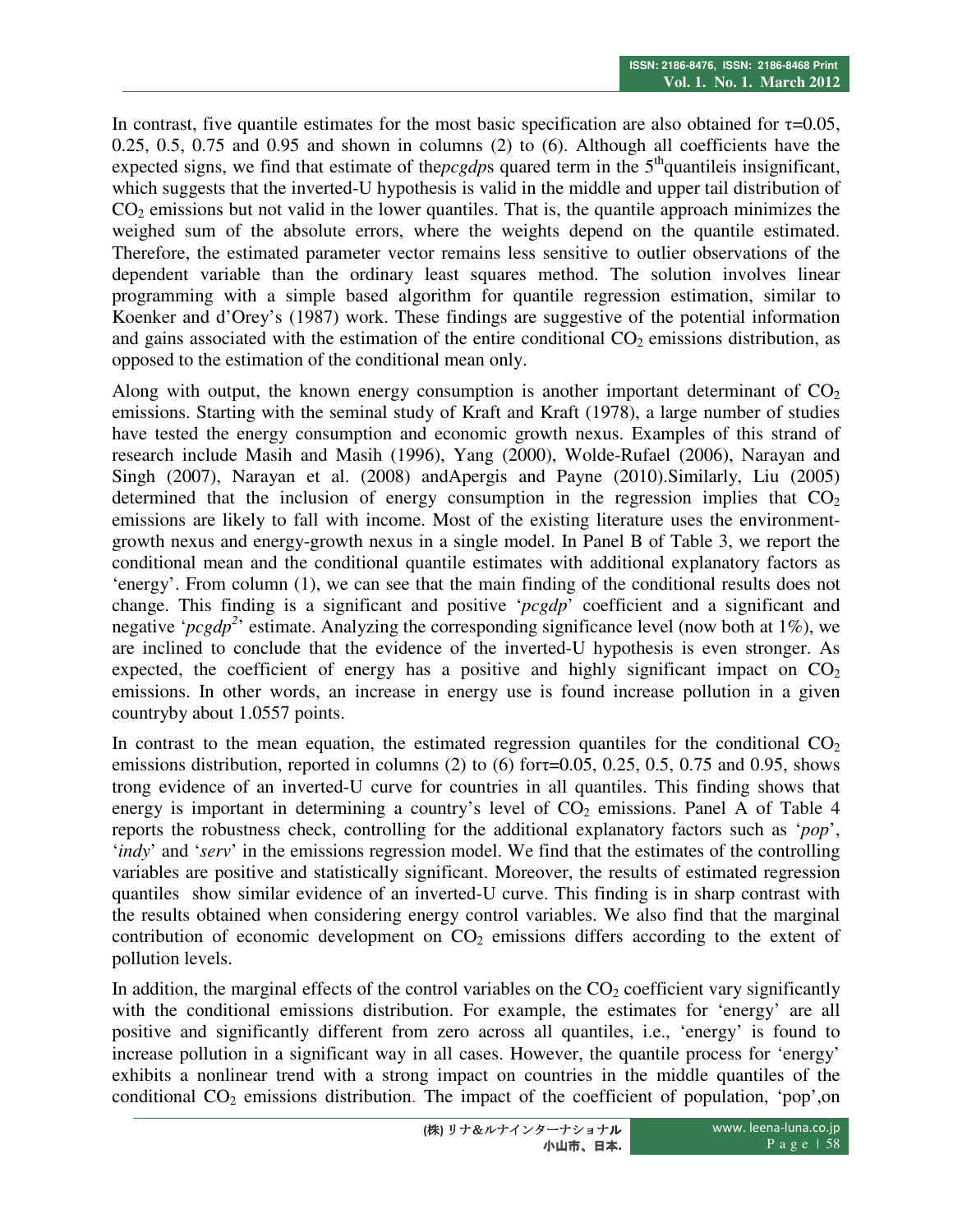In contrast, five quantile estimates for the most basic specification are also obtained for $\tau$=0.05, 0.25, 0.5, 0.75 and 0.95 and shown in columns (2) to (6). Although all coefficients have the expected signs, we find that estimate of the*pcgdp*s quared term in the 5[th]quantileis insignificant, which suggests that the inverted-U hypothesis is valid in the middle and upper tail distribution of $CO_2$ emissions but not valid in the lower quantiles. That is, the quantile approach minimizes the weighed sum of the absolute errors, where the weights depend on the quantile estimated. Therefore, the estimated parameter vector remains less sensitive to outlier observations of the dependent variable than the ordinary least squares method. The solution involves linear programming with a simple based algorithm for quantile regression estimation, similar to Koenker and d'Orey's (1987) work. These findings are suggestive of the potential information and gains associated with the estimation of the entire conditional $CO_2$ emissions distribution, as opposed to the estimation of the conditional mean only.

Along with output, the known energy consumption is another important determinant of $CO_2$ emissions. Starting with the seminal study of Kraft and Kraft (1978), a large number of studies have tested the energy consumption and economic growth nexus. Examples of this strand of research include Masih and Masih (1996), Yang (2000), Wolde-Rufael (2006), Narayan and Singh (2007), Narayan et al. (2008) andApergis and Payne (2010).Similarly, Liu (2005) determined that the inclusion of energy consumption in the regression implies that $CO_2$ emissions are likely to fall with income. Most of the existing literature uses the environment-growth nexus and energy-growth nexus in a single model. In Panel B of Table 3, we report the conditional mean and the conditional quantile estimates with additional explanatory factors as 'energy'. From column (1), we can see that the main finding of the conditional results does not change. This finding is a significant and positive '*pcgdp*' coefficient and a significant and negative '$pcgdp^2$' estimate. Analyzing the corresponding significance level (now both at 1%), we are inclined to conclude that the evidence of the inverted-U hypothesis is even stronger. As expected, the coefficient of energy has a positive and highly significant impact on $CO_2$ emissions. In other words, an increase in energy use is found increase pollution in a given countryby about 1.0557 points.

In contrast to the mean equation, the estimated regression quantiles for the conditional $CO_2$ emissions distribution, reported in columns (2) to (6) for$\tau$=0.05, 0.25, 0.5, 0.75 and 0.95, shows trong evidence of an inverted-U curve for countries in all quantiles. This finding shows that energy is important in determining a country's level of $CO_2$ emissions. Panel A of Table 4 reports the robustness check, controlling for the additional explanatory factors such as '*pop*', '*indy*' and '*serv*' in the emissions regression model. We find that the estimates of the controlling variables are positive and statistically significant. Moreover, the results of estimated regression quantiles show similar evidence of an inverted-U curve. This finding is in sharp contrast with the results obtained when considering energy control variables. We also find that the marginal contribution of economic development on $CO_2$ emissions differs according to the extent of pollution levels.

In addition, the marginal effects of the control variables on the $CO_2$ coefficient vary significantly with the conditional emissions distribution. For example, the estimates for 'energy' are all positive and significantly different from zero across all quantiles, i.e., 'energy' is found to increase pollution in a significant way in all cases. However, the quantile process for 'energy' exhibits a nonlinear trend with a strong impact on countries in the middle quantiles of the conditional $CO_2$ emissions distribution. The impact of the coefficient of population, 'pop',on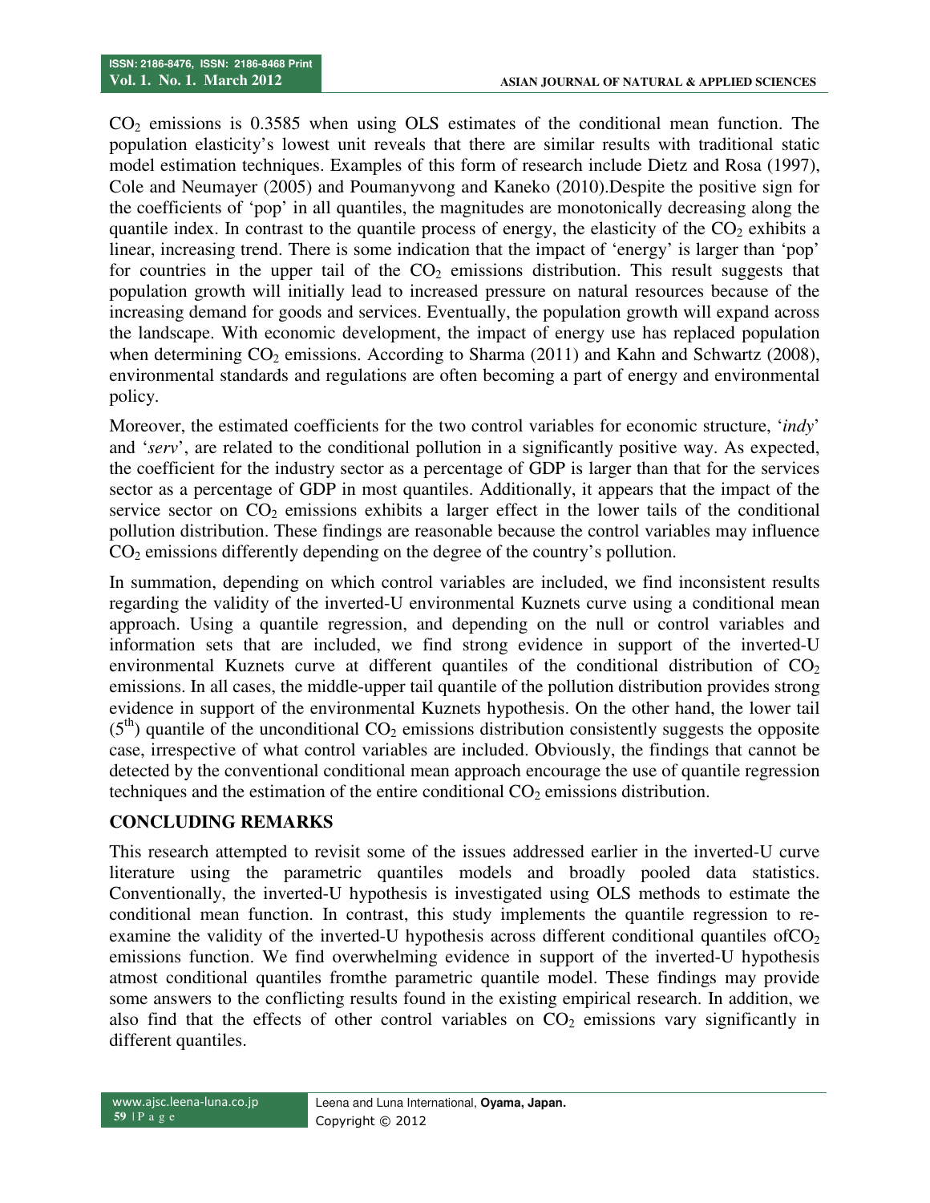$CO_2$ emissions is 0.3585 when using OLS estimates of the conditional mean function. The population elasticity's lowest unit reveals that there are similar results with traditional static model estimation techniques. Examples of this form of research include Dietz and Rosa (1997), Cole and Neumayer (2005) and Poumanyvong and Kaneko (2010).Despite the positive sign for the coefficients of 'pop' in all quantiles, the magnitudes are monotonically decreasing along the quantile index. In contrast to the quantile process of energy, the elasticity of the $CO_2$ exhibits a linear, increasing trend. There is some indication that the impact of 'energy' is larger than 'pop' for countries in the upper tail of the $CO_2$ emissions distribution. This result suggests that population growth will initially lead to increased pressure on natural resources because of the increasing demand for goods and services. Eventually, the population growth will expand across the landscape. With economic development, the impact of energy use has replaced population when determining $CO_2$ emissions. According to Sharma (2011) and Kahn and Schwartz (2008), environmental standards and regulations are often becoming a part of energy and environmental policy.

Moreover, the estimated coefficients for the two control variables for economic structure, '*indy*' and '*serv*', are related to the conditional pollution in a significantly positive way. As expected, the coefficient for the industry sector as a percentage of GDP is larger than that for the services sector as a percentage of GDP in most quantiles. Additionally, it appears that the impact of the service sector on $CO_2$ emissions exhibits a larger effect in the lower tails of the conditional pollution distribution. These findings are reasonable because the control variables may influence $CO_2$ emissions differently depending on the degree of the country's pollution.

In summation, depending on which control variables are included, we find inconsistent results regarding the validity of the inverted-U environmental Kuznets curve using a conditional mean approach. Using a quantile regression, and depending on the null or control variables and information sets that are included, we find strong evidence in support of the inverted-U environmental Kuznets curve at different quantiles of the conditional distribution of $CO_2$ emissions. In all cases, the middle-upper tail quantile of the pollution distribution provides strong evidence in support of the environmental Kuznets hypothesis. On the other hand, the lower tail ($5^{th}$) quantile of the unconditional $CO_2$ emissions distribution consistently suggests the opposite case, irrespective of what control variables are included. Obviously, the findings that cannot be detected by the conventional conditional mean approach encourage the use of quantile regression techniques and the estimation of the entire conditional $CO_2$ emissions distribution.

## CONCLUDING REMARKS

This research attempted to revisit some of the issues addressed earlier in the inverted-U curve literature using the parametric quantiles models and broadly pooled data statistics. Conventionally, the inverted-U hypothesis is investigated using OLS methods to estimate the conditional mean function. In contrast, this study implements the quantile regression to re-examine the validity of the inverted-U hypothesis across different conditional quantiles of$CO_2$ emissions function. We find overwhelming evidence in support of the inverted-U hypothesis atmost conditional quantiles fromthe parametric quantile model. These findings may provide some answers to the conflicting results found in the existing empirical research. In addition, we also find that the effects of other control variables on $CO_2$ emissions vary significantly in different quantiles.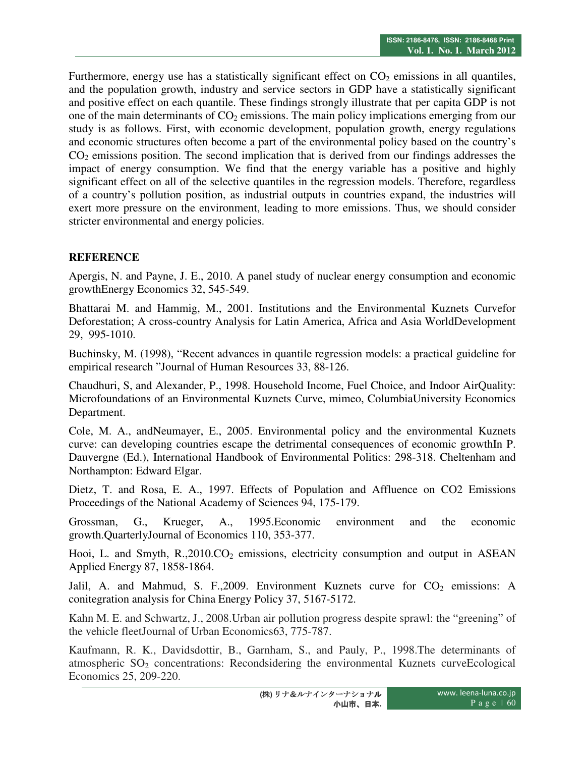Furthermore, energy use has a statistically significant effect on $CO_2$ emissions in all quantiles, and the population growth, industry and service sectors in GDP have a statistically significant and positive effect on each quantile. These findings strongly illustrate that per capita GDP is not one of the main determinants of $CO_2$ emissions. The main policy implications emerging from our study is as follows. First, with economic development, population growth, energy regulations and economic structures often become a part of the environmental policy based on the country's $CO_2$ emissions position. The second implication that is derived from our findings addresses the impact of energy consumption. We find that the energy variable has a positive and highly significant effect on all of the selective quantiles in the regression models. Therefore, regardless of a country's pollution position, as industrial outputs in countries expand, the industries will exert more pressure on the environment, leading to more emissions. Thus, we should consider stricter environmental and energy policies.

## REFERENCE

Apergis, N. and Payne, J. E., 2010. A panel study of nuclear energy consumption and economic growthEnergy Economics 32, 545-549.

Bhattarai M. and Hammig, M., 2001. Institutions and the Environmental Kuznets Curvefor Deforestation; A cross-country Analysis for Latin America, Africa and Asia WorldDevelopment 29, 995-1010.

Buchinsky, M. (1998), "Recent advances in quantile regression models: a practical guideline for empirical research "Journal of Human Resources 33, 88-126.

Chaudhuri, S, and Alexander, P., 1998. Household Income, Fuel Choice, and Indoor AirQuality: Microfoundations of an Environmental Kuznets Curve, mimeo, ColumbiaUniversity Economics Department.

Cole, M. A., andNeumayer, E., 2005. Environmental policy and the environmental Kuznets curve: can developing countries escape the detrimental consequences of economic growthIn P. Dauvergne (Ed.), International Handbook of Environmental Politics: 298-318. Cheltenham and Northampton: Edward Elgar.

Dietz, T. and Rosa, E. A., 1997. Effects of Population and Affluence on CO2 Emissions Proceedings of the National Academy of Sciences 94, 175-179.

Grossman, G., Krueger, A., 1995.Economic environment and the economic growth.QuarterlyJournal of Economics 110, 353-377.

Hooi, L. and Smyth, R.,2010.$CO_2$ emissions, electricity consumption and output in ASEAN Applied Energy 87, 1858-1864.

Jalil, A. and Mahmud, S. F.,2009. Environment Kuznets curve for $CO_2$ emissions: A conitegration analysis for China Energy Policy 37, 5167-5172.

Kahn M. E. and Schwartz, J., 2008.Urban air pollution progress despite sprawl: the "greening" of the vehicle fleetJournal of Urban Economics63, 775-787.

Kaufmann, R. K., Davidsdottir, B., Garnham, S., and Pauly, P., 1998.The determinants of atmospheric $SO_2$ concentrations: Recondsidering the environmental Kuznets curveEcological Economics 25, 209-220.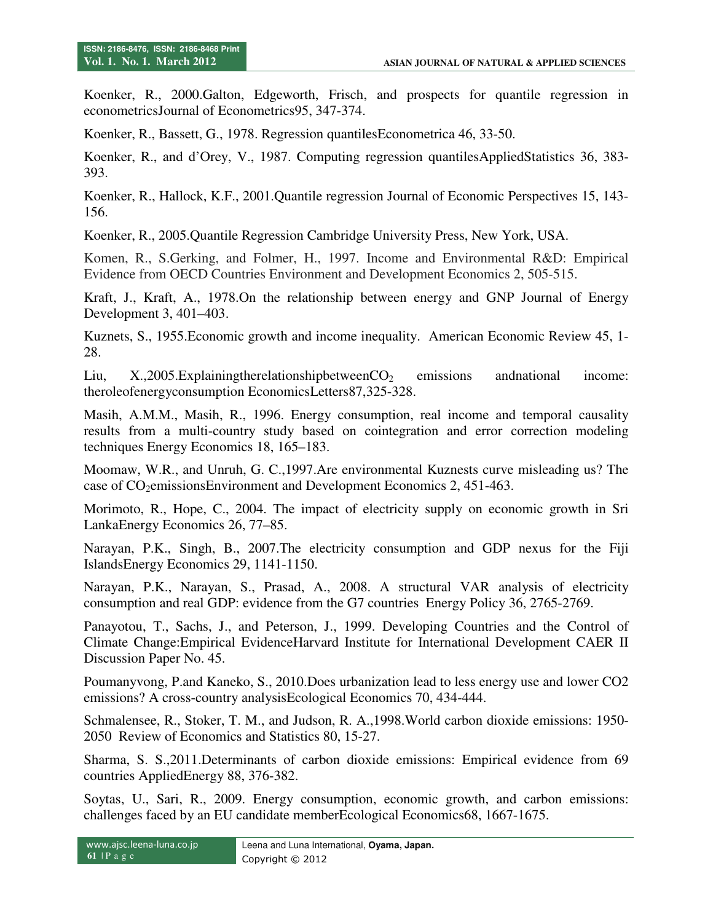Koenker, R., 2000.Galton, Edgeworth, Frisch, and prospects for quantile regression in econometricsJournal of Econometrics95, 347-374.

Koenker, R., Bassett, G., 1978. Regression quantilesEconometrica 46, 33-50.

Koenker, R., and d'Orey, V., 1987. Computing regression quantilesAppliedStatistics 36, 383-393.

Koenker, R., Hallock, K.F., 2001.Quantile regression Journal of Economic Perspectives 15, 143-156.

Koenker, R., 2005.Quantile Regression Cambridge University Press, New York, USA.

Komen, R., S.Gerking, and Folmer, H., 1997. Income and Environmental R&D: Empirical Evidence from OECD Countries Environment and Development Economics 2, 505-515.

Kraft, J., Kraft, A., 1978.On the relationship between energy and GNP Journal of Energy Development 3, 401–403.

Kuznets, S., 1955.Economic growth and income inequality. American Economic Review 45, 1-28.

Liu, X.,2005.ExplainingtherelationshipbetweenCO$_2$ emissions andnational income: theroleofenergyconsumption EconomicsLetters87,325-328.

Masih, A.M.M., Masih, R., 1996. Energy consumption, real income and temporal causality results from a multi-country study based on cointegration and error correction modeling techniques Energy Economics 18, 165–183.

Moomaw, W.R., and Unruh, G. C.,1997.Are environmental Kuznests curve misleading us? The case of CO$_2$emissionsEnvironment and Development Economics 2, 451-463.

Morimoto, R., Hope, C., 2004. The impact of electricity supply on economic growth in Sri LankaEnergy Economics 26, 77–85.

Narayan, P.K., Singh, B., 2007.The electricity consumption and GDP nexus for the Fiji IslandsEnergy Economics 29, 1141-1150.

Narayan, P.K., Narayan, S., Prasad, A., 2008. A structural VAR analysis of electricity consumption and real GDP: evidence from the G7 countries Energy Policy 36, 2765-2769.

Panayotou, T., Sachs, J., and Peterson, J., 1999. Developing Countries and the Control of Climate Change:Empirical EvidenceHarvard Institute for International Development CAER II Discussion Paper No. 45.

Poumanyvong, P.and Kaneko, S., 2010.Does urbanization lead to less energy use and lower CO2 emissions? A cross-country analysisEcological Economics 70, 434-444.

Schmalensee, R., Stoker, T. M., and Judson, R. A.,1998.World carbon dioxide emissions: 1950-2050 Review of Economics and Statistics 80, 15-27.

Sharma, S. S.,2011.Determinants of carbon dioxide emissions: Empirical evidence from 69 countries AppliedEnergy 88, 376-382.

Soytas, U., Sari, R., 2009. Energy consumption, economic growth, and carbon emissions: challenges faced by an EU candidate memberEcological Economics68, 1667-1675.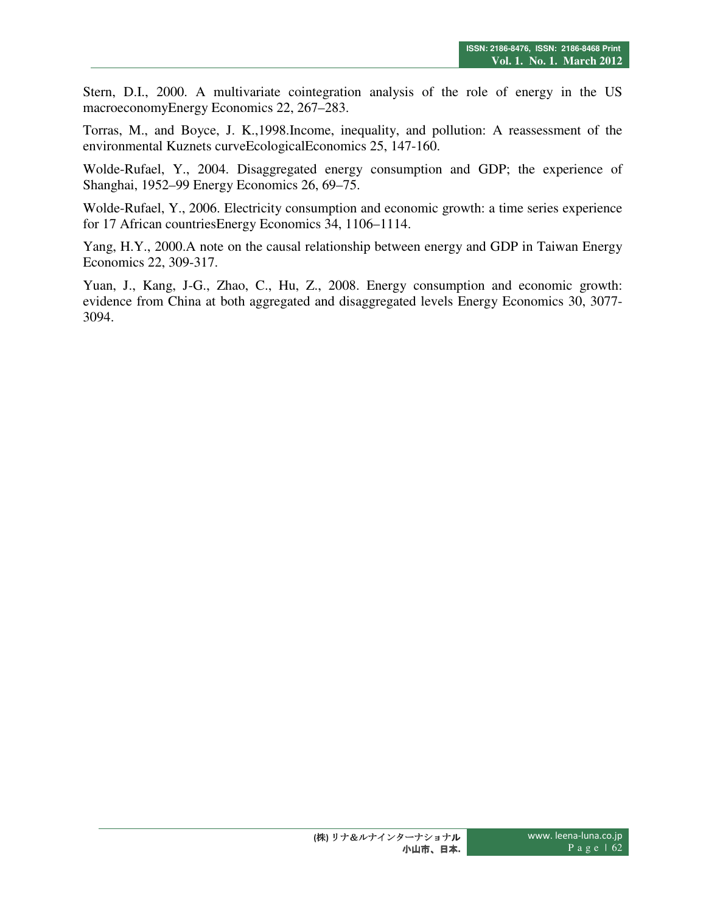Stern, D.I., 2000. A multivariate cointegration analysis of the role of energy in the US macroeconomyEnergy Economics 22, 267–283.

Torras, M., and Boyce, J. K.,1998.Income, inequality, and pollution: A reassessment of the environmental Kuznets curveEcologicalEconomics 25, 147-160.

Wolde-Rufael, Y., 2004. Disaggregated energy consumption and GDP; the experience of Shanghai, 1952–99 Energy Economics 26, 69–75.

Wolde-Rufael, Y., 2006. Electricity consumption and economic growth: a time series experience for 17 African countriesEnergy Economics 34, 1106–1114.

Yang, H.Y., 2000.A note on the causal relationship between energy and GDP in Taiwan Energy Economics 22, 309-317.

Yuan, J., Kang, J-G., Zhao, C., Hu, Z., 2008. Energy consumption and economic growth: evidence from China at both aggregated and disaggregated levels Energy Economics 30, 3077-3094.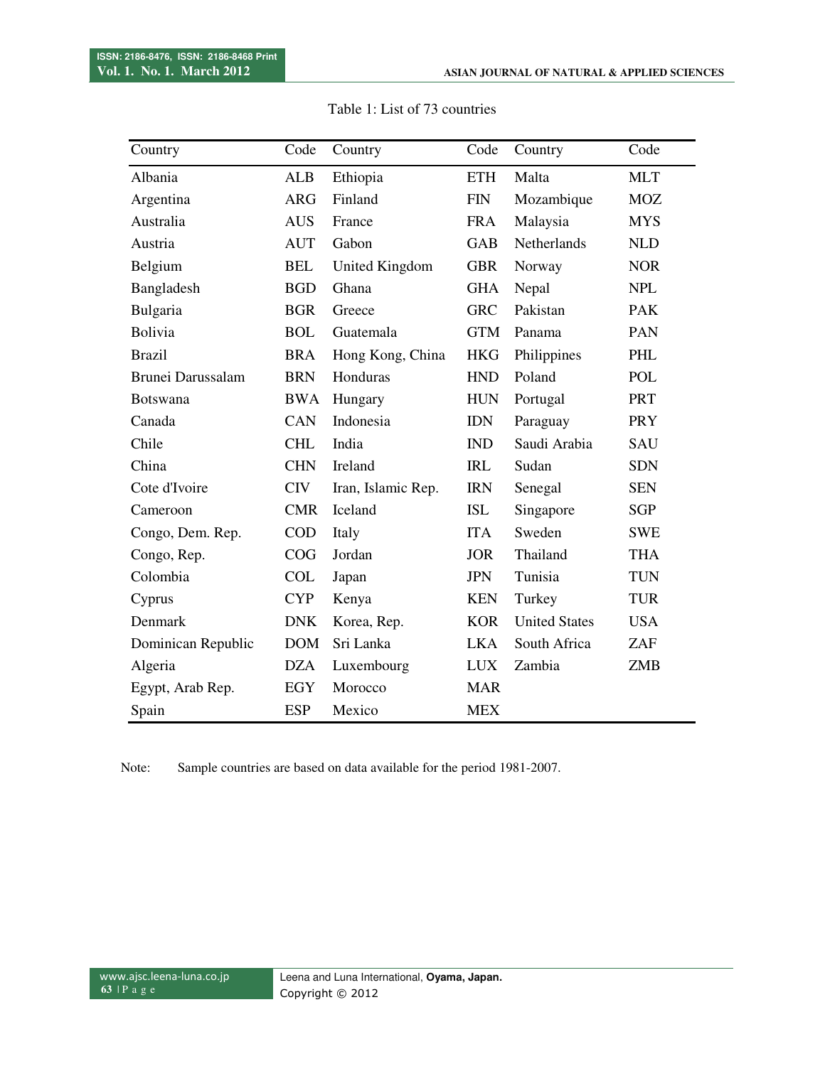Table 1: List of 73 countries

| Country | Code | Country | Code | Country | Code |
|---|---|---|---|---|---|
| Albania | ALB | Ethiopia | ETH | Malta | MLT |
| Argentina | ARG | Finland | FIN | Mozambique | MOZ |
| Australia | AUS | France | FRA | Malaysia | MYS |
| Austria | AUT | Gabon | GAB | Netherlands | NLD |
| Belgium | BEL | United Kingdom | GBR | Norway | NOR |
| Bangladesh | BGD | Ghana | GHA | Nepal | NPL |
| Bulgaria | BGR | Greece | GRC | Pakistan | PAK |
| Bolivia | BOL | Guatemala | GTM | Panama | PAN |
| Brazil | BRA | Hong Kong, China | HKG | Philippines | PHL |
| Brunei Darussalam | BRN | Honduras | HND | Poland | POL |
| Botswana | BWA | Hungary | HUN | Portugal | PRT |
| Canada | CAN | Indonesia | IDN | Paraguay | PRY |
| Chile | CHL | India | IND | Saudi Arabia | SAU |
| China | CHN | Ireland | IRL | Sudan | SDN |
| Cote d'Ivoire | CIV | Iran, Islamic Rep. | IRN | Senegal | SEN |
| Cameroon | CMR | Iceland | ISL | Singapore | SGP |
| Congo, Dem. Rep. | COD | Italy | ITA | Sweden | SWE |
| Congo, Rep. | COG | Jordan | JOR | Thailand | THA |
| Colombia | COL | Japan | JPN | Tunisia | TUN |
| Cyprus | CYP | Kenya | KEN | Turkey | TUR |
| Denmark | DNK | Korea, Rep. | KOR | United States | USA |
| Dominican Republic | DOM | Sri Lanka | LKA | South Africa | ZAF |
| Algeria | DZA | Luxembourg | LUX | Zambia | ZMB |
| Egypt, Arab Rep. | EGY | Morocco | MAR | | |
| Spain | ESP | Mexico | MEX | | |

Note: Sample countries are based on data available for the period 1981-2007.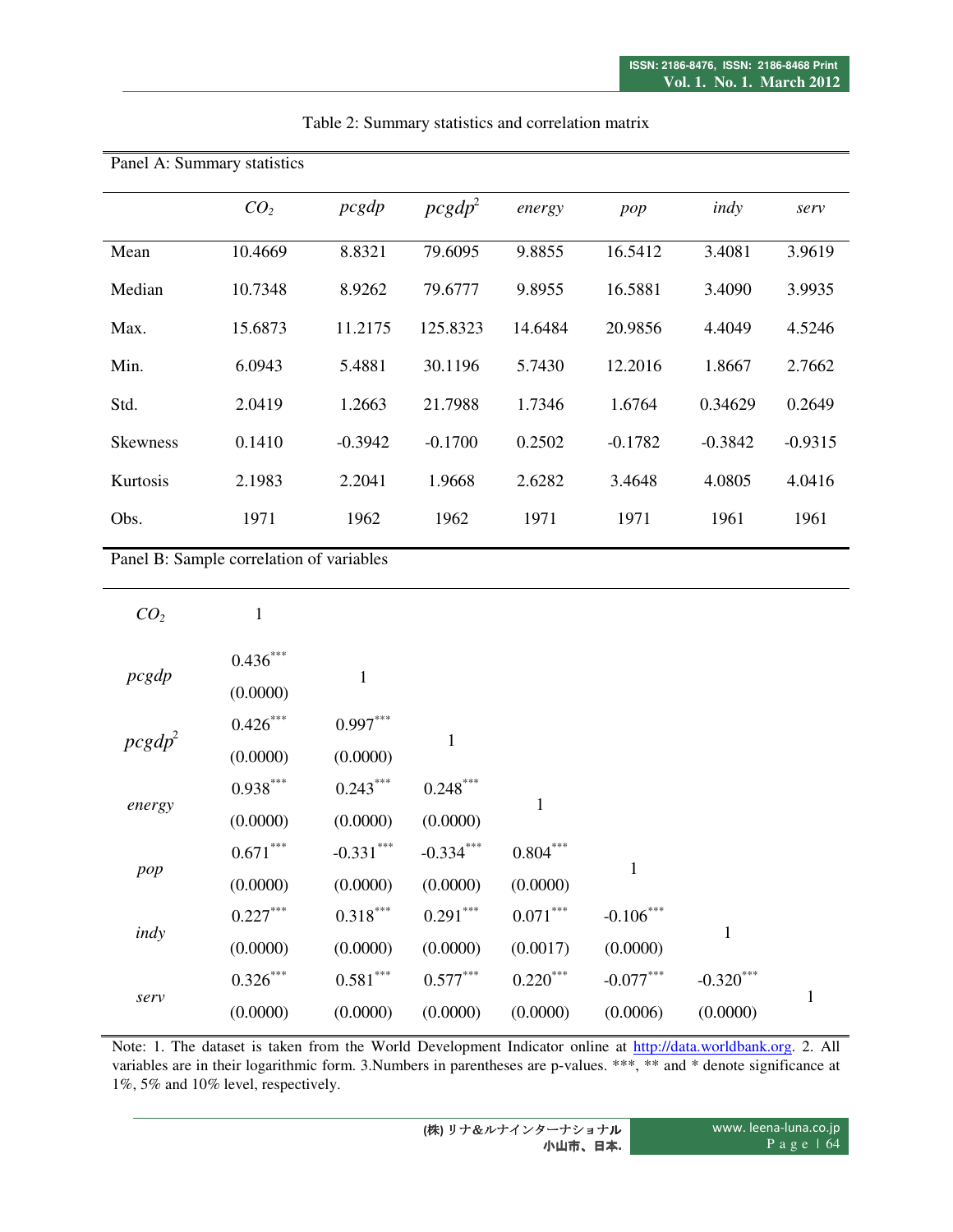Table 2: Summary statistics and correlation matrix

Panel A: Summary statistics

| | $CO_2$ | *pcgdp* | $pcgdp^2$ | *energy* | *pop* | *indy* | *serv* |
|---|---|---|---|---|---|---|---|
| Mean | 10.4669 | 8.8321 | 79.6095 | 9.8855 | 16.5412 | 3.4081 | 3.9619 |
| Median | 10.7348 | 8.9262 | 79.6777 | 9.8955 | 16.5881 | 3.4090 | 3.9935 |
| Max. | 15.6873 | 11.2175 | 125.8323 | 14.6484 | 20.9856 | 4.4049 | 4.5246 |
| Min. | 6.0943 | 5.4881 | 30.1196 | 5.7430 | 12.2016 | 1.8667 | 2.7662 |
| Std. | 2.0419 | 1.2663 | 21.7988 | 1.7346 | 1.6764 | 0.34629 | 0.2649 |
| Skewness | 0.1410 | -0.3942 | -0.1700 | 0.2502 | -0.1782 | -0.3842 | -0.9315 |
| Kurtosis | 2.1983 | 2.2041 | 1.9668 | 2.6282 | 3.4648 | 4.0805 | 4.0416 |
| Obs. | 1971 | 1962 | 1962 | 1971 | 1971 | 1961 | 1961 |

Panel B: Sample correlation of variables

| | $CO_2$ | *pcgdp* | $pcgdp^2$ | *energy* | *pop* | *indy* | *serv* |
|---|---|---|---|---|---|---|---|
| $CO_2$ | 1 | | | | | | |
| *pcgdp* | 0.436*** (0.0000) | 1 | | | | | |
| $pcgdp^2$ | 0.426*** (0.0000) | 0.997*** (0.0000) | 1 | | | | |
| *energy* | 0.938*** (0.0000) | 0.243*** (0.0000) | 0.248*** (0.0000) | 1 | | | |
| *pop* | 0.671*** (0.0000) | -0.331*** (0.0000) | -0.334*** (0.0000) | 0.804*** (0.0000) | 1 | | |
| *indy* | 0.227*** (0.0000) | 0.318*** (0.0000) | 0.291*** (0.0000) | 0.071*** (0.0017) | -0.106*** (0.0000) | 1 | |
| *serv* | 0.326*** (0.0000) | 0.581*** (0.0000) | 0.577*** (0.0000) | 0.220*** (0.0000) | -0.077*** (0.0006) | -0.320*** (0.0000) | 1 |

Note: 1. The dataset is taken from the World Development Indicator online at http://data.worldbank.org. 2. All variables are in their logarithmic form. 3.Numbers in parentheses are p-values. ***, ** and * denote significance at 1%, 5% and 10% level, respectively.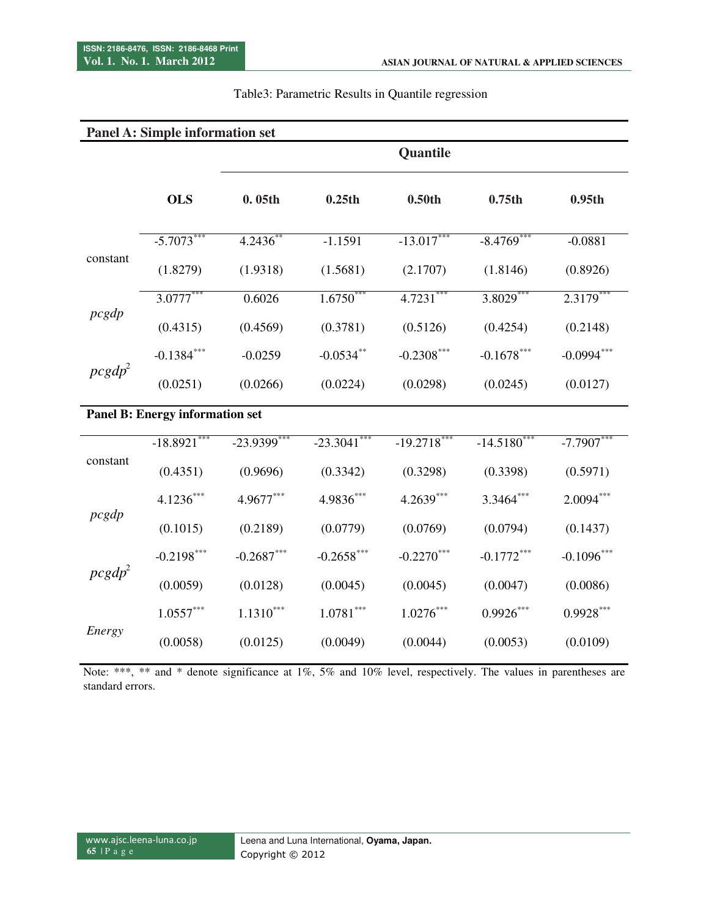Table3: Parametric Results in Quantile regression

| | OLS | Quantile | | | | |
|---|---|---|---|---|---|---|
| | | 0. 05th | 0.25th | 0.50th | 0.75th | 0.95th |
| **Panel A: Simple information set** | | | | | | |
| constant | -5.7073*** | 4.2436** | -1.1591 | -13.017*** | -8.4769*** | -0.0881 |
| | (1.8279) | (1.9318) | (1.5681) | (2.1707) | (1.8146) | (0.8926) |
| *pcgdp* | 3.0777*** | 0.6026 | 1.6750*** | 4.7231*** | 3.8029*** | 2.3179*** |
| | (0.4315) | (0.4569) | (0.3781) | (0.5126) | (0.4254) | (0.2148) |
| $pcgdp^2$ | -0.1384*** | -0.0259 | -0.0534** | -0.2308*** | -0.1678*** | -0.0994*** |
| | (0.0251) | (0.0266) | (0.0224) | (0.0298) | (0.0245) | (0.0127) |
| **Panel B: Energy information set** | | | | | | |
| constant | -18.8921*** | -23.9399*** | -23.3041*** | -19.2718*** | -14.5180*** | -7.7907*** |
| | (0.4351) | (0.9696) | (0.3342) | (0.3298) | (0.3398) | (0.5971) |
| *pcgdp* | 4.1236*** | 4.9677*** | 4.9836*** | 4.2639*** | 3.3464*** | 2.0094*** |
| | (0.1015) | (0.2189) | (0.0779) | (0.0769) | (0.0794) | (0.1437) |
| $pcgdp^2$ | -0.2198*** | -0.2687*** | -0.2658*** | -0.2270*** | -0.1772*** | -0.1096*** |
| | (0.0059) | (0.0128) | (0.0045) | (0.0045) | (0.0047) | (0.0086) |
| *Energy* | 1.0557*** | 1.1310*** | 1.0781*** | 1.0276*** | 0.9926*** | 0.9928*** |
| | (0.0058) | (0.0125) | (0.0049) | (0.0044) | (0.0053) | (0.0109) |

Note: ***, ** and * denote significance at 1%, 5% and 10% level, respectively. The values in parentheses are standard errors.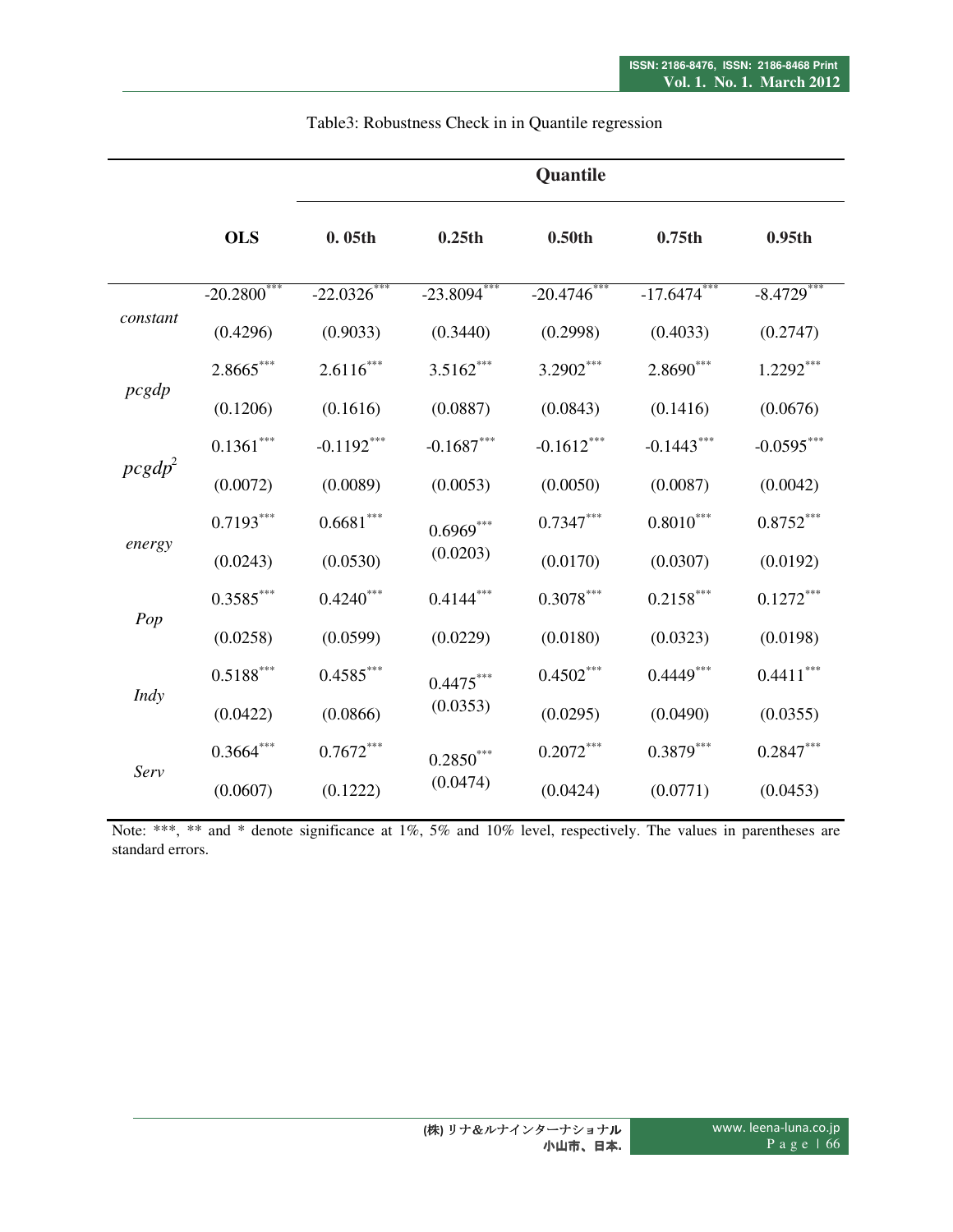Table3: Robustness Check in in Quantile regression

| | OLS | Quantile | | | | |
|---|---|---|---|---|---|---|
| | | 0. 05th | 0.25th | 0.50th | 0.75th | 0.95th |
| *constant* | -20.2800*** | -22.0326*** | -23.8094*** | -20.4746*** | -17.6474*** | -8.4729*** |
| | (0.4296) | (0.9033) | (0.3440) | (0.2998) | (0.4033) | (0.2747) |
| *pcgdp* | 2.8665*** | 2.6116*** | 3.5162*** | 3.2902*** | 2.8690*** | 1.2292*** |
| | (0.1206) | (0.1616) | (0.0887) | (0.0843) | (0.1416) | (0.0676) |
| $pcgdp^2$ | 0.1361*** | -0.1192*** | -0.1687*** | -0.1612*** | -0.1443*** | -0.0595*** |
| | (0.0072) | (0.0089) | (0.0053) | (0.0050) | (0.0087) | (0.0042) |
| *energy* | 0.7193*** | 0.6681*** | 0.6969*** | 0.7347*** | 0.8010*** | 0.8752*** |
| | (0.0243) | (0.0530) | (0.0203) | (0.0170) | (0.0307) | (0.0192) |
| *Pop* | 0.3585*** | 0.4240*** | 0.4144*** | 0.3078*** | 0.2158*** | 0.1272*** |
| | (0.0258) | (0.0599) | (0.0229) | (0.0180) | (0.0323) | (0.0198) |
| *Indy* | 0.5188*** | 0.4585*** | 0.4475*** | 0.4502*** | 0.4449*** | 0.4411*** |
| | (0.0422) | (0.0866) | (0.0353) | (0.0295) | (0.0490) | (0.0355) |
| *Serv* | 0.3664*** | 0.7672*** | 0.2850*** | 0.2072*** | 0.3879*** | 0.2847*** |
| | (0.0607) | (0.1222) | (0.0474) | (0.0424) | (0.0771) | (0.0453) |

Note: ***, ** and * denote significance at 1%, 5% and 10% level, respectively. The values in parentheses are standard errors.